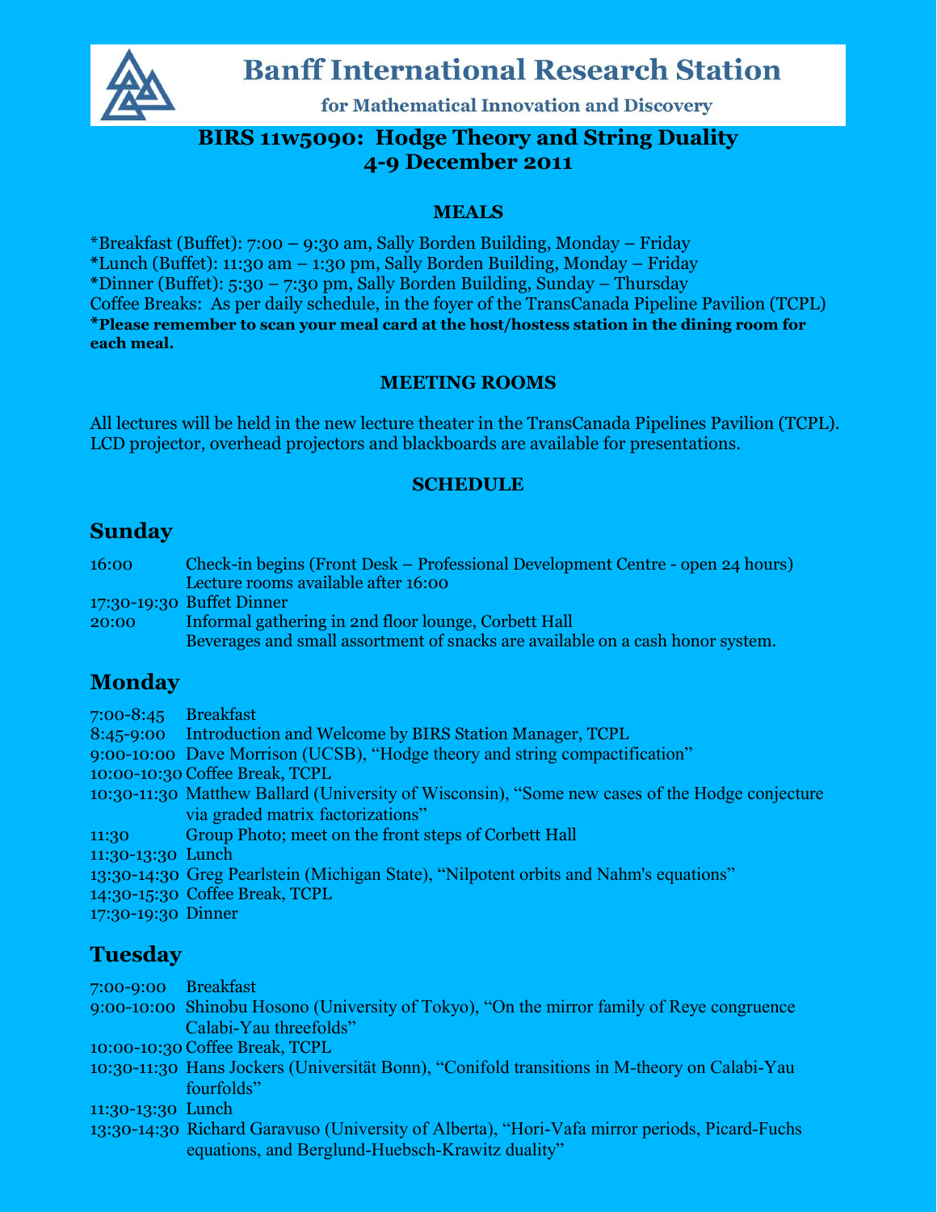# Banff International Research Station

**for Mathematical Innovation and Discovery**

## BIRS 11w5090: Hodge Theory and String Duality
## 4-9 December 2011

### MEALS

*Breakfast (Buffet): 7:00 – 9:30 am, Sally Borden Building, Monday – Friday
*Lunch (Buffet): 11:30 am – 1:30 pm, Sally Borden Building, Monday – Friday
*Dinner (Buffet): 5:30 – 7:30 pm, Sally Borden Building, Sunday – Thursday
Coffee Breaks: As per daily schedule, in the foyer of the TransCanada Pipeline Pavilion (TCPL)
***Please remember to scan your meal card at the host/hostess station in the dining room for each meal.**

### MEETING ROOMS

All lectures will be held in the new lecture theater in the TransCanada Pipelines Pavilion (TCPL). LCD projector, overhead projectors and blackboards are available for presentations.

### SCHEDULE

## Sunday

| | |
|---|---|
| 16:00 | Check-in begins (Front Desk – Professional Development Centre - open 24 hours) Lecture rooms available after 16:00 |
| 17:30-19:30 | Buffet Dinner |
| 20:00 | Informal gathering in 2nd floor lounge, Corbett Hall Beverages and small assortment of snacks are available on a cash honor system. |

## Monday

| | |
|---|---|
| 7:00-8:45 | Breakfast |
| 8:45-9:00 | Introduction and Welcome by BIRS Station Manager, TCPL |
| 9:00-10:00 | Dave Morrison (UCSB), "Hodge theory and string compactification" |
| 10:00-10:30 | Coffee Break, TCPL |
| 10:30-11:30 | Matthew Ballard (University of Wisconsin), "Some new cases of the Hodge conjecture via graded matrix factorizations" |
| 11:30 | Group Photo; meet on the front steps of Corbett Hall |
| 11:30-13:30 | Lunch |
| 13:30-14:30 | Greg Pearlstein (Michigan State), "Nilpotent orbits and Nahm's equations" |
| 14:30-15:30 | Coffee Break, TCPL |
| 17:30-19:30 | Dinner |

## Tuesday

| | |
|---|---|
| 7:00-9:00 | Breakfast |
| 9:00-10:00 | Shinobu Hosono (University of Tokyo), "On the mirror family of Reye congruence Calabi-Yau threefolds" |
| 10:00-10:30 | Coffee Break, TCPL |
| 10:30-11:30 | Hans Jockers (Universität Bonn), "Conifold transitions in M-theory on Calabi-Yau fourfolds" |
| 11:30-13:30 | Lunch |
| 13:30-14:30 | Richard Garavuso (University of Alberta), "Hori-Vafa mirror periods, Picard-Fuchs equations, and Berglund-Huebsch-Krawitz duality" |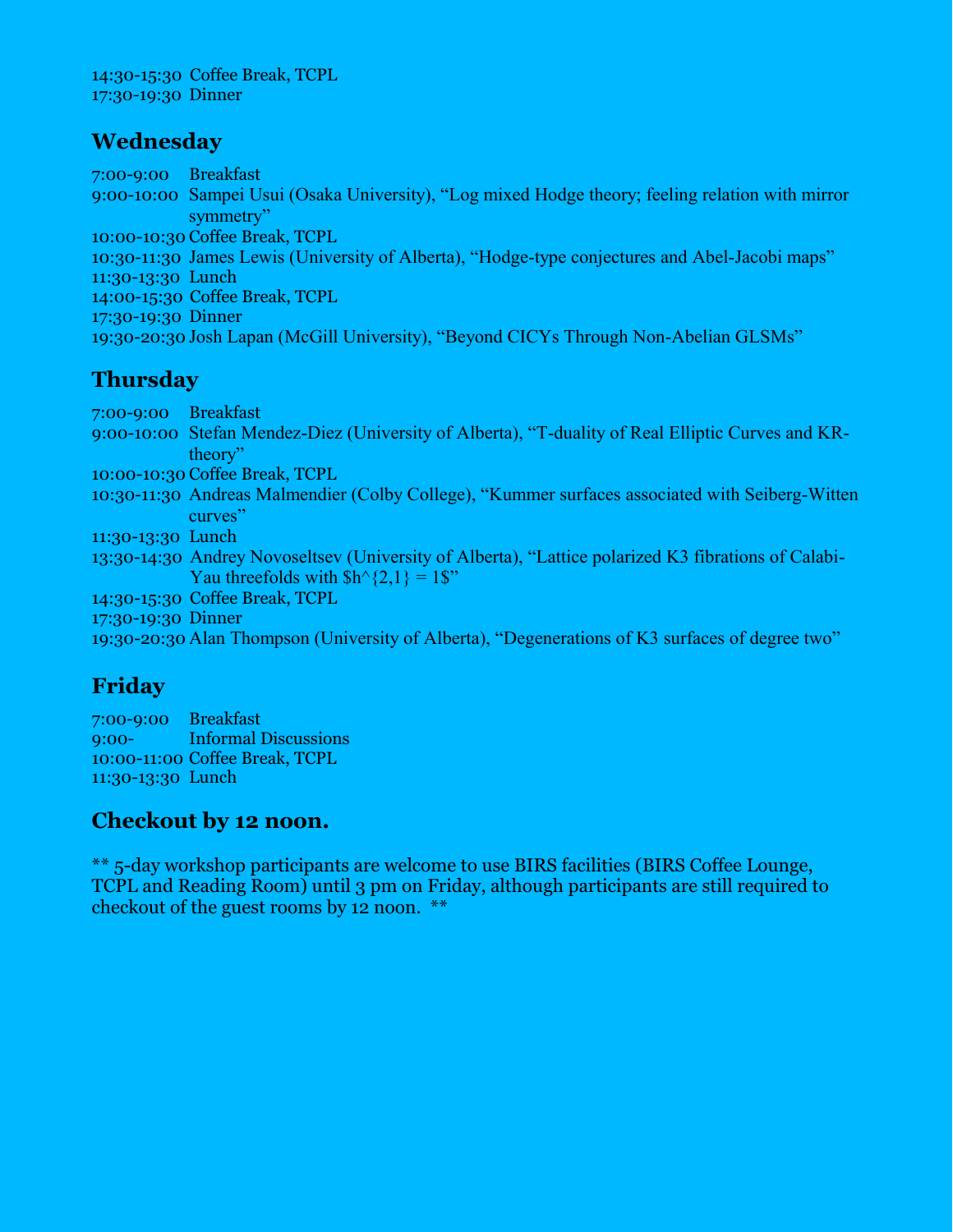14:30-15:30 Coffee Break, TCPL
17:30-19:30 Dinner

## Wednesday

7:00-9:00 Breakfast
9:00-10:00 Sampei Usui (Osaka University), "Log mixed Hodge theory; feeling relation with mirror symmetry"
10:00-10:30 Coffee Break, TCPL
10:30-11:30 James Lewis (University of Alberta), "Hodge-type conjectures and Abel-Jacobi maps"
11:30-13:30 Lunch
14:00-15:30 Coffee Break, TCPL
17:30-19:30 Dinner
19:30-20:30 Josh Lapan (McGill University), "Beyond CICYs Through Non-Abelian GLSMs"

## Thursday

7:00-9:00 Breakfast
9:00-10:00 Stefan Mendez-Diez (University of Alberta), "T-duality of Real Elliptic Curves and KR-theory"
10:00-10:30 Coffee Break, TCPL
10:30-11:30 Andreas Malmendier (Colby College), "Kummer surfaces associated with Seiberg-Witten curves"
11:30-13:30 Lunch
13:30-14:30 Andrey Novoseltsev (University of Alberta), "Lattice polarized K3 fibrations of Calabi-Yau threefolds with $h^{2,1} = 1$"
14:30-15:30 Coffee Break, TCPL
17:30-19:30 Dinner
19:30-20:30 Alan Thompson (University of Alberta), "Degenerations of K3 surfaces of degree two"

## Friday

7:00-9:00 Breakfast
9:00- Informal Discussions
10:00-11:00 Coffee Break, TCPL
11:30-13:30 Lunch

## Checkout by 12 noon.

** 5-day workshop participants are welcome to use BIRS facilities (BIRS Coffee Lounge, TCPL and Reading Room) until 3 pm on Friday, although participants are still required to checkout of the guest rooms by 12 noon. **